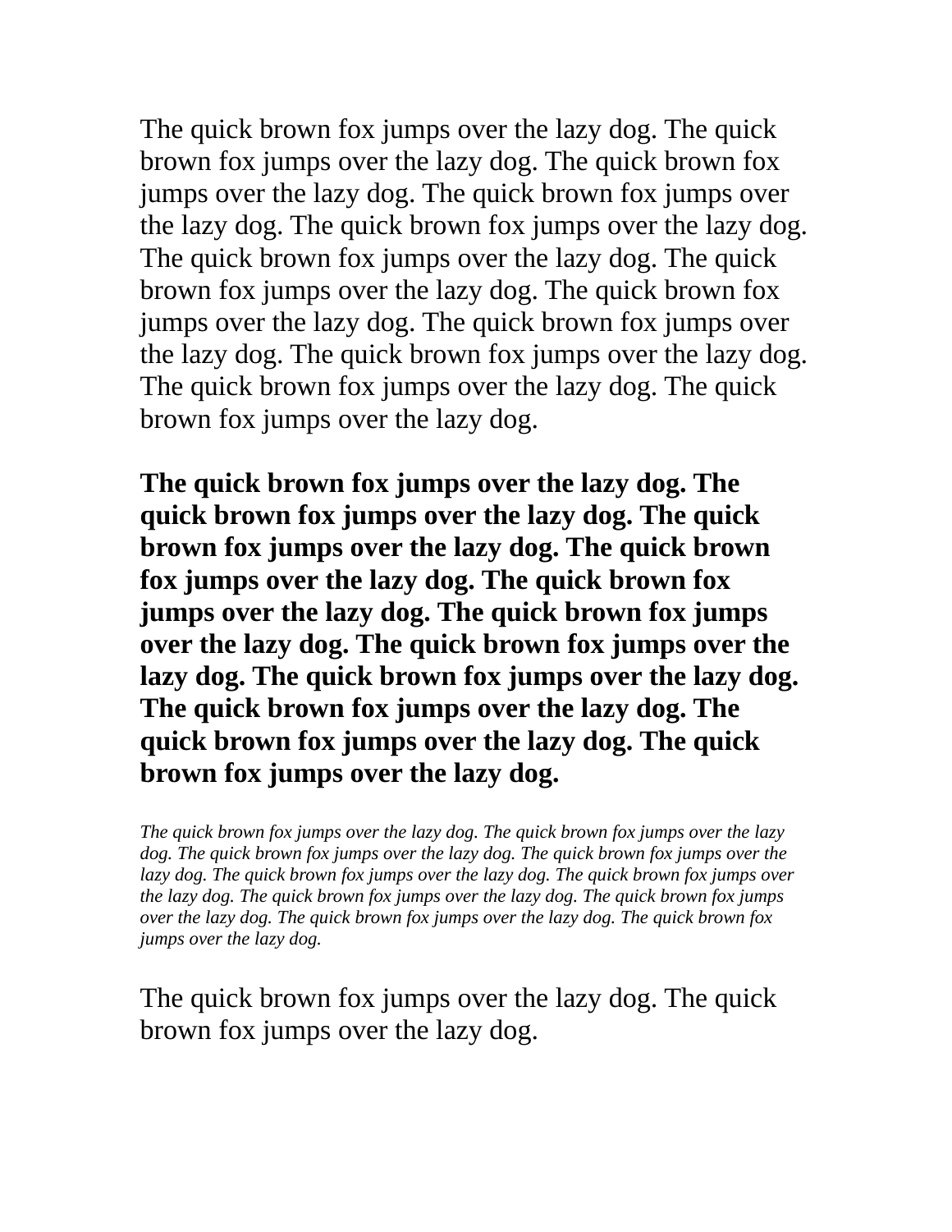The quick brown fox jumps over the lazy dog. The quick brown fox jumps over the lazy dog. The quick brown fox jumps over the lazy dog. The quick brown fox jumps over the lazy dog. The quick brown fox jumps over the lazy dog. The quick brown fox jumps over the lazy dog. The quick brown fox jumps over the lazy dog. The quick brown fox jumps over the lazy dog. The quick brown fox jumps over the lazy dog. The quick brown fox jumps over the lazy dog. The quick brown fox jumps over the lazy dog. The quick brown fox jumps over the lazy dog.

**The quick brown fox jumps over the lazy dog. The quick brown fox jumps over the lazy dog. The quick brown fox jumps over the lazy dog. The quick brown fox jumps over the lazy dog. The quick brown fox jumps over the lazy dog. The quick brown fox jumps over the lazy dog. The quick brown fox jumps over the lazy dog. The quick brown fox jumps over the lazy dog. The quick brown fox jumps over the lazy dog. The quick brown fox jumps over the lazy dog. The quick brown fox jumps over the lazy dog.**

*The quick brown fox jumps over the lazy dog. The quick brown fox jumps over the lazy dog. The quick brown fox jumps over the lazy dog. The quick brown fox jumps over the lazy dog. The quick brown fox jumps over the lazy dog. The quick brown fox jumps over the lazy dog. The quick brown fox jumps over the lazy dog. The quick brown fox jumps over the lazy dog. The quick brown fox jumps over the lazy dog. The quick brown fox jumps over the lazy dog.*

The quick brown fox jumps over the lazy dog. The quick brown fox jumps over the lazy dog.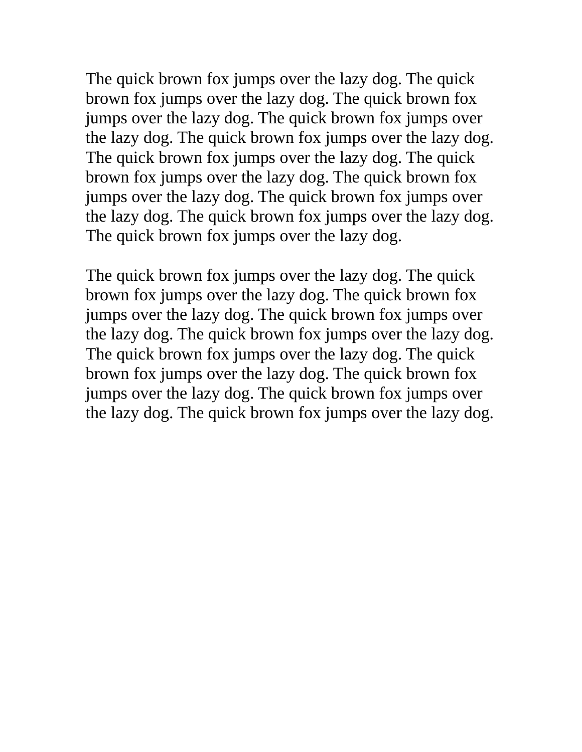The quick brown fox jumps over the lazy dog. The quick brown fox jumps over the lazy dog. The quick brown fox jumps over the lazy dog. The quick brown fox jumps over the lazy dog. The quick brown fox jumps over the lazy dog. The quick brown fox jumps over the lazy dog. The quick brown fox jumps over the lazy dog. The quick brown fox jumps over the lazy dog. The quick brown fox jumps over the lazy dog.

The quick brown fox jumps over the lazy dog. The quick brown fox jumps over the lazy dog. The quick brown fox jumps over the lazy dog. The quick brown fox jumps over the lazy dog. The quick brown fox jumps over the lazy dog. The quick brown fox jumps over the lazy dog. The quick brown fox jumps over the lazy dog. The quick brown fox jumps over the lazy dog.